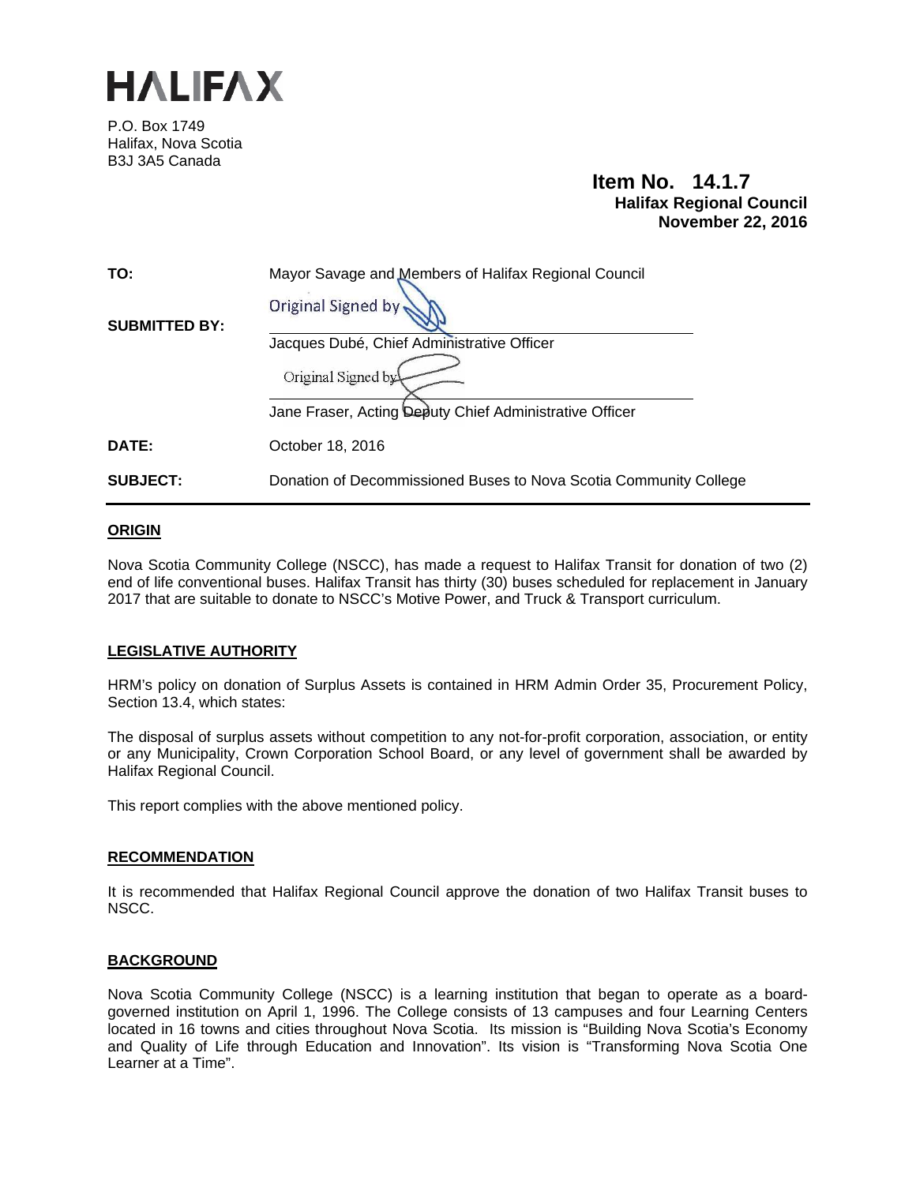# HALIFAX

P.O. Box 1749
Halifax, Nova Scotia
B3J 3A5 Canada

**Item No. 14.1.7**
**Halifax Regional Council**
**November 22, 2016**

| | |
|---|---|
| **TO:** | Mayor Savage and Members of Halifax Regional Council |
| **SUBMITTED BY:** | Original Signed by<br>Jacques Dubé, Chief Administrative Officer<br>Original Signed by<br>Jane Fraser, Acting Deputy Chief Administrative Officer |
| **DATE:** | October 18, 2016 |
| **SUBJECT:** | Donation of Decommissioned Buses to Nova Scotia Community College |

## ORIGIN

Nova Scotia Community College (NSCC), has made a request to Halifax Transit for donation of two (2) end of life conventional buses. Halifax Transit has thirty (30) buses scheduled for replacement in January 2017 that are suitable to donate to NSCC's Motive Power, and Truck & Transport curriculum.

## LEGISLATIVE AUTHORITY

HRM's policy on donation of Surplus Assets is contained in HRM Admin Order 35, Procurement Policy, Section 13.4, which states:

The disposal of surplus assets without competition to any not-for-profit corporation, association, or entity or any Municipality, Crown Corporation School Board, or any level of government shall be awarded by Halifax Regional Council.

This report complies with the above mentioned policy.

## RECOMMENDATION

It is recommended that Halifax Regional Council approve the donation of two Halifax Transit buses to NSCC.

## BACKGROUND

Nova Scotia Community College (NSCC) is a learning institution that began to operate as a board-governed institution on April 1, 1996. The College consists of 13 campuses and four Learning Centers located in 16 towns and cities throughout Nova Scotia. Its mission is "Building Nova Scotia's Economy and Quality of Life through Education and Innovation". Its vision is "Transforming Nova Scotia One Learner at a Time".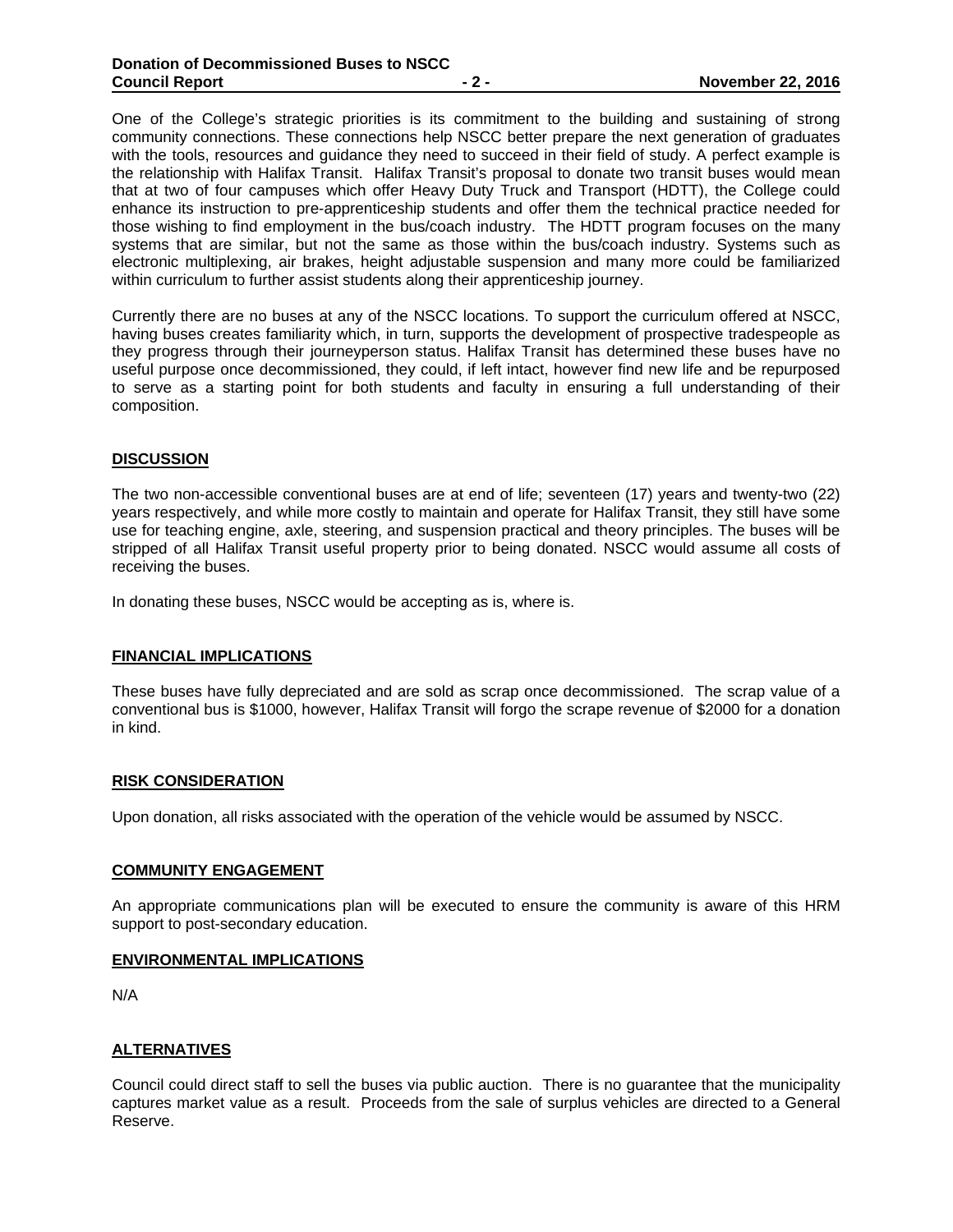One of the College's strategic priorities is its commitment to the building and sustaining of strong community connections. These connections help NSCC better prepare the next generation of graduates with the tools, resources and guidance they need to succeed in their field of study. A perfect example is the relationship with Halifax Transit. Halifax Transit's proposal to donate two transit buses would mean that at two of four campuses which offer Heavy Duty Truck and Transport (HDTT), the College could enhance its instruction to pre-apprenticeship students and offer them the technical practice needed for those wishing to find employment in the bus/coach industry. The HDTT program focuses on the many systems that are similar, but not the same as those within the bus/coach industry. Systems such as electronic multiplexing, air brakes, height adjustable suspension and many more could be familiarized within curriculum to further assist students along their apprenticeship journey.

Currently there are no buses at any of the NSCC locations. To support the curriculum offered at NSCC, having buses creates familiarity which, in turn, supports the development of prospective tradespeople as they progress through their journeyperson status. Halifax Transit has determined these buses have no useful purpose once decommissioned, they could, if left intact, however find new life and be repurposed to serve as a starting point for both students and faculty in ensuring a full understanding of their composition.

## DISCUSSION

The two non-accessible conventional buses are at end of life; seventeen (17) years and twenty-two (22) years respectively, and while more costly to maintain and operate for Halifax Transit, they still have some use for teaching engine, axle, steering, and suspension practical and theory principles. The buses will be stripped of all Halifax Transit useful property prior to being donated. NSCC would assume all costs of receiving the buses.

In donating these buses, NSCC would be accepting as is, where is.

## FINANCIAL IMPLICATIONS

These buses have fully depreciated and are sold as scrap once decommissioned. The scrap value of a conventional bus is $1000, however, Halifax Transit will forgo the scrape revenue of $2000 for a donation in kind.

## RISK CONSIDERATION

Upon donation, all risks associated with the operation of the vehicle would be assumed by NSCC.

## COMMUNITY ENGAGEMENT

An appropriate communications plan will be executed to ensure the community is aware of this HRM support to post-secondary education.

## ENVIRONMENTAL IMPLICATIONS

N/A

## ALTERNATIVES

Council could direct staff to sell the buses via public auction. There is no guarantee that the municipality captures market value as a result. Proceeds from the sale of surplus vehicles are directed to a General Reserve.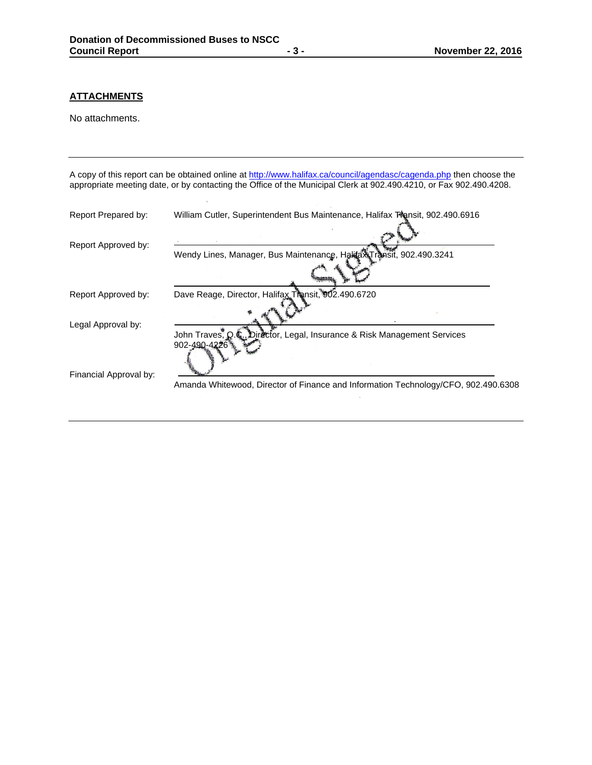## ATTACHMENTS

No attachments.

---

A copy of this report can be obtained online at http://www.halifax.ca/council/agendasc/cagenda.php then choose the appropriate meeting date, or by contacting the Office of the Municipal Clerk at 902.490.4210, or Fax 902.490.4208.

Report Prepared by: William Cutler, Superintendent Bus Maintenance, Halifax Transit, 902.490.6916

Original Signed

Report Approved by: Wendy Lines, Manager, Bus Maintenance, Halifax Transit, 902.490.3241

Report Approved by: Dave Reage, Director, Halifax Transit, 902.490.6720

Legal Approval by: John Traves, Q.C., Director, Legal, Insurance & Risk Management Services 902-490-4226

Financial Approval by: Amanda Whitewood, Director of Finance and Information Technology/CFO, 902.490.6308

---